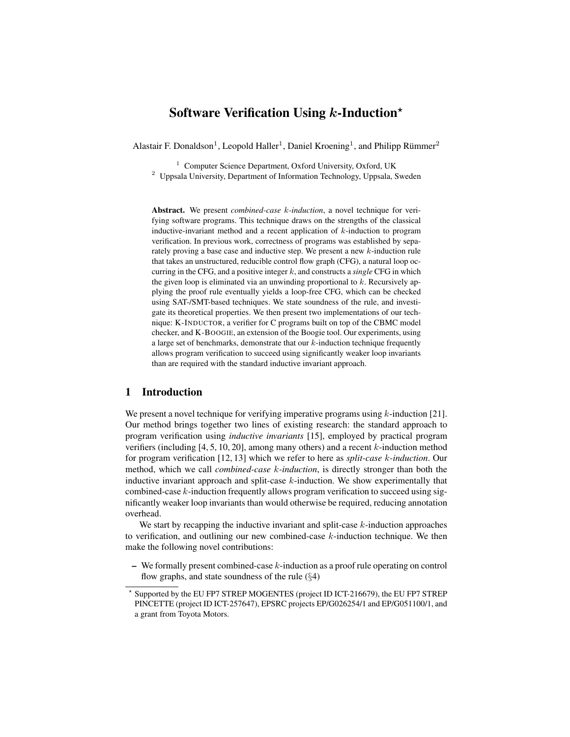# Software Verification Using $k$-Induction*

Alastair F. Donaldson[1], Leopold Haller[1], Daniel Kroening[1], and Philipp Rümmer[2]

[1] Computer Science Department, Oxford University, Oxford, UK
[2] Uppsala University, Department of Information Technology, Uppsala, Sweden

**Abstract.** We present *combined-case $k$-induction*, a novel technique for verifying software programs. This technique draws on the strengths of the classical inductive-invariant method and a recent application of $k$-induction to program verification. In previous work, correctness of programs was established by separately proving a base case and inductive step. We present a new $k$-induction rule that takes an unstructured, reducible control flow graph (CFG), a natural loop occurring in the CFG, and a positive integer $k$, and constructs a *single* CFG in which the given loop is eliminated via an unwinding proportional to $k$. Recursively applying the proof rule eventually yields a loop-free CFG, which can be checked using SAT-/SMT-based techniques. We state soundness of the rule, and investigate its theoretical properties. We then present two implementations of our technique: K-INDUCTOR, a verifier for C programs built on top of the CBMC model checker, and K-BOOGIE, an extension of the Boogie tool. Our experiments, using a large set of benchmarks, demonstrate that our $k$-induction technique frequently allows program verification to succeed using significantly weaker loop invariants than are required with the standard inductive invariant approach.

## 1 Introduction

We present a novel technique for verifying imperative programs using $k$-induction [21]. Our method brings together two lines of existing research: the standard approach to program verification using *inductive invariants* [15], employed by practical program verifiers (including [4, 5, 10, 20], among many others) and a recent $k$-induction method for program verification [12, 13] which we refer to here as *split-case $k$-induction*. Our method, which we call *combined-case $k$-induction*, is directly stronger than both the inductive invariant approach and split-case $k$-induction. We show experimentally that combined-case $k$-induction frequently allows program verification to succeed using significantly weaker loop invariants than would otherwise be required, reducing annotation overhead.

We start by recapping the inductive invariant and split-case $k$-induction approaches to verification, and outlining our new combined-case $k$-induction technique. We then make the following novel contributions:

- We formally present combined-case $k$-induction as a proof rule operating on control flow graphs, and state soundness of the rule (§4)

* Supported by the EU FP7 STREP MOGENTES (project ID ICT-216679), the EU FP7 STREP PINCETTE (project ID ICT-257647), EPSRC projects EP/G026254/1 and EP/G051100/1, and a grant from Toyota Motors.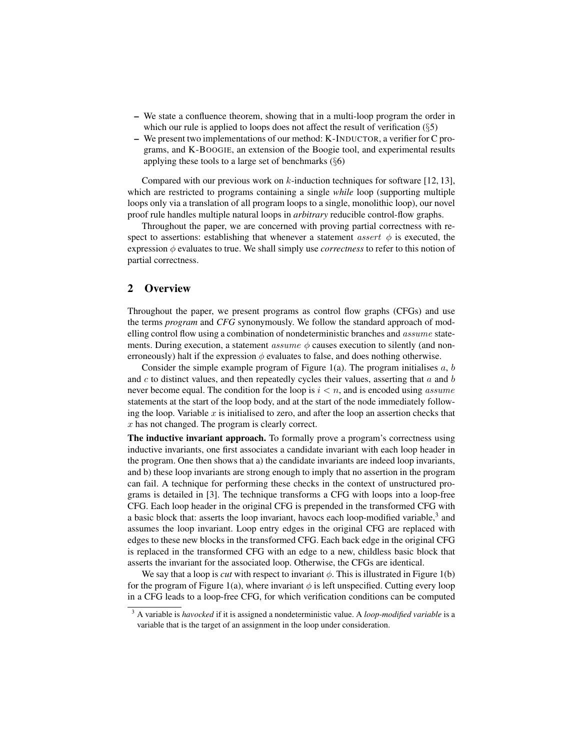- We state a confluence theorem, showing that in a multi-loop program the order in which our rule is applied to loops does not affect the result of verification (§5)
- We present two implementations of our method: K-INDUCTOR, a verifier for C programs, and K-BOOGIE, an extension of the Boogie tool, and experimental results applying these tools to a large set of benchmarks (§6)

Compared with our previous work on $k$-induction techniques for software [12, 13], which are restricted to programs containing a single *while* loop (supporting multiple loops only via a translation of all program loops to a single, monolithic loop), our novel proof rule handles multiple natural loops in *arbitrary* reducible control-flow graphs.

Throughout the paper, we are concerned with proving partial correctness with respect to assertions: establishing that whenever a statement $assert\ \phi$ is executed, the expression $\phi$ evaluates to true. We shall simply use *correctness* to refer to this notion of partial correctness.

## 2 Overview

Throughout the paper, we present programs as control flow graphs (CFGs) and use the terms *program* and *CFG* synonymously. We follow the standard approach of modelling control flow using a combination of nondeterministic branches and $assume$ statements. During execution, a statement $assume\ \phi$ causes execution to silently (and non-erroneously) halt if the expression $\phi$ evaluates to false, and does nothing otherwise.

Consider the simple example program of Figure 1(a). The program initialises $a$, $b$ and $c$ to distinct values, and then repeatedly cycles their values, asserting that $a$ and $b$ never become equal. The condition for the loop is $i < n$, and is encoded using $assume$ statements at the start of the loop body, and at the start of the node immediately following the loop. Variable $x$ is initialised to zero, and after the loop an assertion checks that $x$ has not changed. The program is clearly correct.

**The inductive invariant approach.** To formally prove a program's correctness using inductive invariants, one first associates a candidate invariant with each loop header in the program. One then shows that a) the candidate invariants are indeed loop invariants, and b) these loop invariants are strong enough to imply that no assertion in the program can fail. A technique for performing these checks in the context of unstructured programs is detailed in [3]. The technique transforms a CFG with loops into a loop-free CFG. Each loop header in the original CFG is prepended in the transformed CFG with a basic block that: asserts the loop invariant, havocs each loop-modified variable,[3] and assumes the loop invariant. Loop entry edges in the original CFG are replaced with edges to these new blocks in the transformed CFG. Each back edge in the original CFG is replaced in the transformed CFG with an edge to a new, childless basic block that asserts the invariant for the associated loop. Otherwise, the CFGs are identical.

We say that a loop is *cut* with respect to invariant $\phi$. This is illustrated in Figure 1(b) for the program of Figure 1(a), where invariant $\phi$ is left unspecified. Cutting every loop in a CFG leads to a loop-free CFG, for which verification conditions can be computed

[3] A variable is *havocked* if it is assigned a nondeterministic value. A *loop-modified variable* is a variable that is the target of an assignment in the loop under consideration.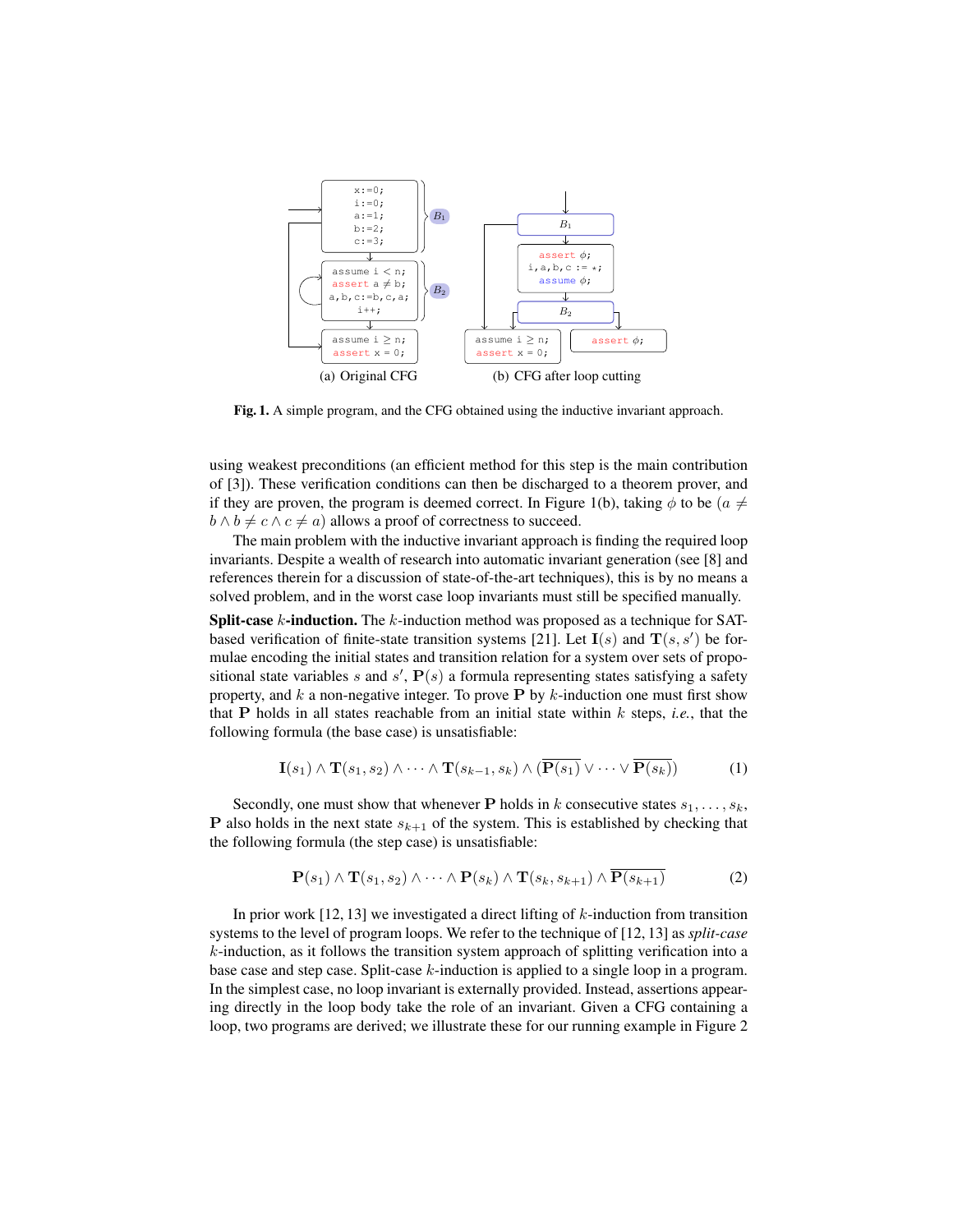```
x:=0;
i:=0;
a:=1;
b:=2;
c:=3;

assume i < n;
assert a ≠ b;
a,b,c:=b,c,a;
i++;

assume i ≥ n;
assert x = 0;
```

(a) Original CFG

```
B1

assert φ;
i,a,b,c := *;
assume φ;

B2

assume i ≥ n;        assert φ;
assert x = 0;
```

(b) CFG after loop cutting

**Fig. 1.** A simple program, and the CFG obtained using the inductive invariant approach.

using weakest preconditions (an efficient method for this step is the main contribution of [3]). These verification conditions can then be discharged to a theorem prover, and if they are proven, the program is deemed correct. In Figure 1(b), taking $\phi$ to be $(a \neq b \wedge b \neq c \wedge c \neq a)$ allows a proof of correctness to succeed.

The main problem with the inductive invariant approach is finding the required loop invariants. Despite a wealth of research into automatic invariant generation (see [8] and references therein for a discussion of state-of-the-art techniques), this is by no means a solved problem, and in the worst case loop invariants must still be specified manually.

**Split-case $k$-induction.** The $k$-induction method was proposed as a technique for SAT-based verification of finite-state transition systems [21]. Let $\mathbf{I}(s)$ and $\mathbf{T}(s, s')$ be formulae encoding the initial states and transition relation for a system over sets of propositional state variables $s$ and $s'$, $\mathbf{P}(s)$ a formula representing states satisfying a safety property, and $k$ a non-negative integer. To prove $\mathbf{P}$ by $k$-induction one must first show that $\mathbf{P}$ holds in all states reachable from an initial state within $k$ steps, *i.e.*, that the following formula (the base case) is unsatisfiable:

$$\mathbf{I}(s_1) \wedge \mathbf{T}(s_1, s_2) \wedge \cdots \wedge \mathbf{T}(s_{k-1}, s_k) \wedge (\overline{\mathbf{P}(s_1)} \vee \cdots \vee \overline{\mathbf{P}(s_k)}) \tag{1}$$

Secondly, one must show that whenever $\mathbf{P}$ holds in $k$ consecutive states $s_1, \ldots, s_k$, $\mathbf{P}$ also holds in the next state $s_{k+1}$ of the system. This is established by checking that the following formula (the step case) is unsatisfiable:

$$\mathbf{P}(s_1) \wedge \mathbf{T}(s_1, s_2) \wedge \cdots \wedge \mathbf{P}(s_k) \wedge \mathbf{T}(s_k, s_{k+1}) \wedge \overline{\mathbf{P}(s_{k+1})} \tag{2}$$

In prior work [12, 13] we investigated a direct lifting of $k$-induction from transition systems to the level of program loops. We refer to the technique of [12, 13] as *split-case* $k$-induction, as it follows the transition system approach of splitting verification into a base case and step case. Split-case $k$-induction is applied to a single loop in a program. In the simplest case, no loop invariant is externally provided. Instead, assertions appearing directly in the loop body take the role of an invariant. Given a CFG containing a loop, two programs are derived; we illustrate these for our running example in Figure 2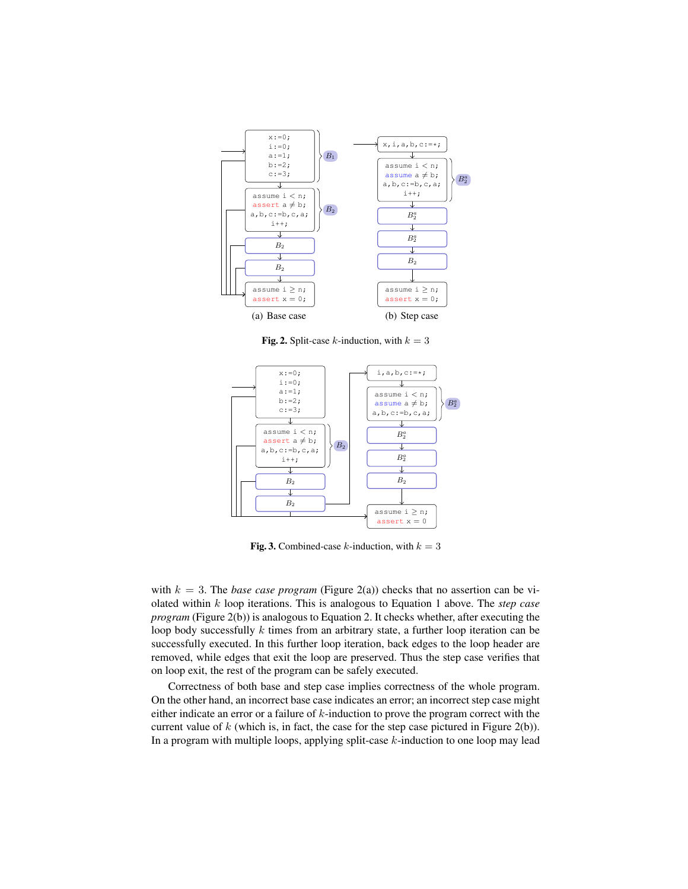```
x:=0;
i:=0;
a:=1;
b:=2;
c:=3;
```
$B_1$

```
assume i < n;
assert a ≠ b;
a,b,c:=b,c,a;
i++;
```
$B_2$

$B_2$

$B_2$

```
assume i ≥ n;
assert x = 0;
```

(a) Base case

```
x,i,a,b,c:=*;
```

```
assume i < n;
assume a ≠ b;
a,b,c:=b,c,a;
i++;
```
$B_2^a$

$B_2^a$

$B_2^a$

$B_2$

```
assume i ≥ n;
assert x = 0;
```

(b) Step case

**Fig. 2.** Split-case $k$-induction, with $k = 3$

```
x:=0;
i:=0;
a:=1;
b:=2;
c:=3;
```

```
assume i < n;
assert a ≠ b;
a,b,c:=b,c,a;
i++;
```
$B_2$

$B_2$

$B_2$

```
i,a,b,c:=*;
```

```
assume i < n;
assume a ≠ b;
a,b,c:=b,c,a;
```
$B_2^a$

$B_2^a$

$B_2^a$

$B_2$

```
assume i ≥ n;
assert x = 0
```

**Fig. 3.** Combined-case $k$-induction, with $k = 3$

with $k = 3$. The *base case program* (Figure 2(a)) checks that no assertion can be violated within $k$ loop iterations. This is analogous to Equation 1 above. The *step case program* (Figure 2(b)) is analogous to Equation 2. It checks whether, after executing the loop body successfully $k$ times from an arbitrary state, a further loop iteration can be successfully executed. In this further loop iteration, back edges to the loop header are removed, while edges that exit the loop are preserved. Thus the step case verifies that on loop exit, the rest of the program can be safely executed.

Correctness of both base and step case implies correctness of the whole program. On the other hand, an incorrect base case indicates an error; an incorrect step case might either indicate an error or a failure of $k$-induction to prove the program correct with the current value of $k$ (which is, in fact, the case for the step case pictured in Figure 2(b)). In a program with multiple loops, applying split-case $k$-induction to one loop may lead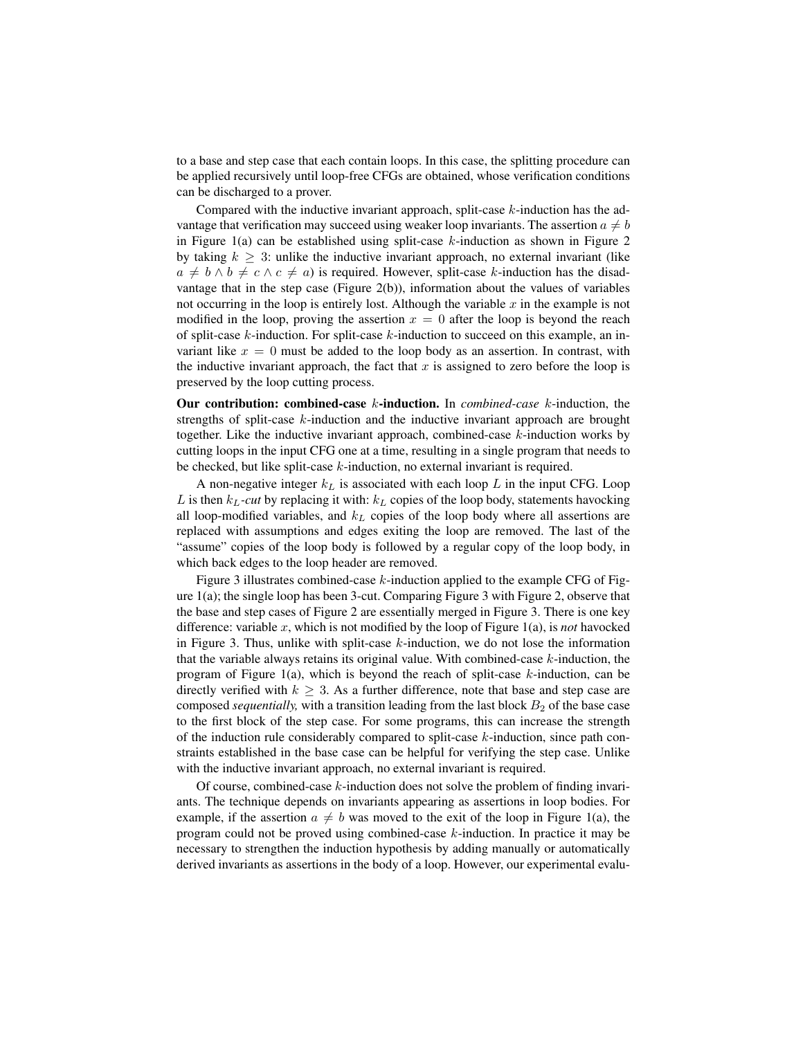to a base and step case that each contain loops. In this case, the splitting procedure can be applied recursively until loop-free CFGs are obtained, whose verification conditions can be discharged to a prover.

Compared with the inductive invariant approach, split-case $k$-induction has the advantage that verification may succeed using weaker loop invariants. The assertion $a \neq b$ in Figure 1(a) can be established using split-case $k$-induction as shown in Figure 2 by taking $k \geq 3$: unlike the inductive invariant approach, no external invariant (like $a \neq b \wedge b \neq c \wedge c \neq a$) is required. However, split-case $k$-induction has the disadvantage that in the step case (Figure 2(b)), information about the values of variables not occurring in the loop is entirely lost. Although the variable $x$ in the example is not modified in the loop, proving the assertion $x = 0$ after the loop is beyond the reach of split-case $k$-induction. For split-case $k$-induction to succeed on this example, an invariant like $x = 0$ must be added to the loop body as an assertion. In contrast, with the inductive invariant approach, the fact that $x$ is assigned to zero before the loop is preserved by the loop cutting process.

**Our contribution: combined-case $k$-induction.** In *combined-case* $k$-induction, the strengths of split-case $k$-induction and the inductive invariant approach are brought together. Like the inductive invariant approach, combined-case $k$-induction works by cutting loops in the input CFG one at a time, resulting in a single program that needs to be checked, but like split-case $k$-induction, no external invariant is required.

A non-negative integer $k_L$ is associated with each loop $L$ in the input CFG. Loop $L$ is then $k_L$*-cut* by replacing it with: $k_L$ copies of the loop body, statements havocking all loop-modified variables, and $k_L$ copies of the loop body where all assertions are replaced with assumptions and edges exiting the loop are removed. The last of the "assume" copies of the loop body is followed by a regular copy of the loop body, in which back edges to the loop header are removed.

Figure 3 illustrates combined-case $k$-induction applied to the example CFG of Figure 1(a); the single loop has been 3-cut. Comparing Figure 3 with Figure 2, observe that the base and step cases of Figure 2 are essentially merged in Figure 3. There is one key difference: variable $x$, which is not modified by the loop of Figure 1(a), is *not* havocked in Figure 3. Thus, unlike with split-case $k$-induction, we do not lose the information that the variable always retains its original value. With combined-case $k$-induction, the program of Figure 1(a), which is beyond the reach of split-case $k$-induction, can be directly verified with $k \geq 3$. As a further difference, note that base and step case are composed *sequentially,* with a transition leading from the last block $B_2$ of the base case to the first block of the step case. For some programs, this can increase the strength of the induction rule considerably compared to split-case $k$-induction, since path constraints established in the base case can be helpful for verifying the step case. Unlike with the inductive invariant approach, no external invariant is required.

Of course, combined-case $k$-induction does not solve the problem of finding invariants. The technique depends on invariants appearing as assertions in loop bodies. For example, if the assertion $a \neq b$ was moved to the exit of the loop in Figure 1(a), the program could not be proved using combined-case $k$-induction. In practice it may be necessary to strengthen the induction hypothesis by adding manually or automatically derived invariants as assertions in the body of a loop. However, our experimental evalu-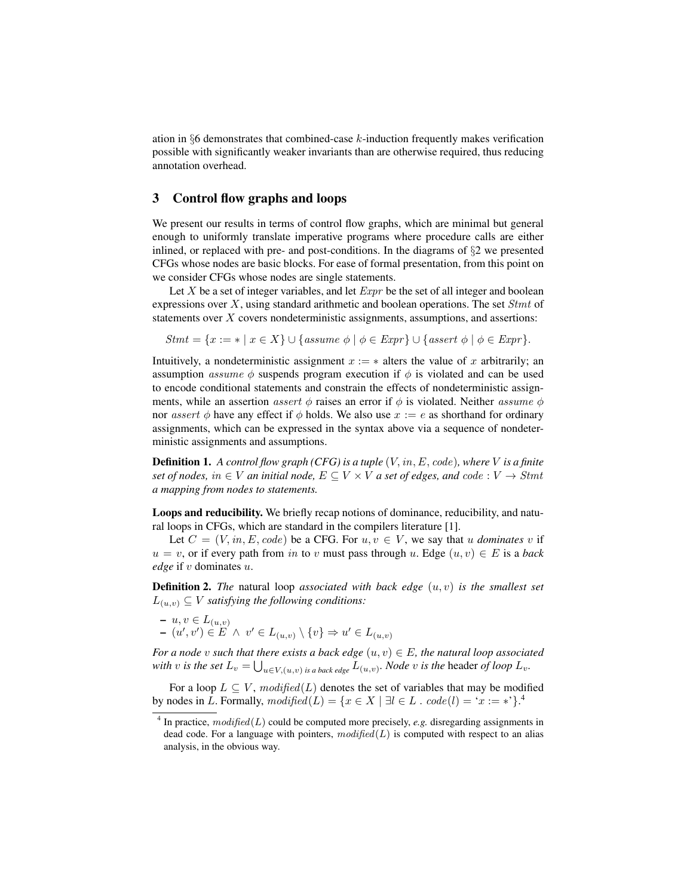ation in §6 demonstrates that combined-case $k$-induction frequently makes verification possible with significantly weaker invariants than are otherwise required, thus reducing annotation overhead.

## 3 Control flow graphs and loops

We present our results in terms of control flow graphs, which are minimal but general enough to uniformly translate imperative programs where procedure calls are either inlined, or replaced with pre- and post-conditions. In the diagrams of §2 we presented CFGs whose nodes are basic blocks. For ease of formal presentation, from this point on we consider CFGs whose nodes are single statements.

Let $X$ be a set of integer variables, and let $Expr$ be the set of all integer and boolean expressions over $X$, using standard arithmetic and boolean operations. The set $Stmt$ of statements over $X$ covers nondeterministic assignments, assumptions, and assertions:

$$Stmt = \{x := * \mid x \in X\} \cup \{assume\ \phi \mid \phi \in Expr\} \cup \{assert\ \phi \mid \phi \in Expr\}.$$

Intuitively, a nondeterministic assignment $x := *$ alters the value of $x$ arbitrarily; an assumption $assume\ \phi$ suspends program execution if $\phi$ is violated and can be used to encode conditional statements and constrain the effects of nondeterministic assignments, while an assertion $assert\ \phi$ raises an error if $\phi$ is violated. Neither $assume\ \phi$ nor $assert\ \phi$ have any effect if $\phi$ holds. We also use $x := e$ as shorthand for ordinary assignments, which can be expressed in the syntax above via a sequence of nondeterministic assignments and assumptions.

**Definition 1.** *A control flow graph (CFG) is a tuple $(V, in, E, code)$, where $V$ is a finite set of nodes, $in \in V$ an initial node, $E \subseteq V \times V$ a set of edges, and $code : V \rightarrow Stmt$ a mapping from nodes to statements.*

**Loops and reducibility.** We briefly recap notions of dominance, reducibility, and natural loops in CFGs, which are standard in the compilers literature [1].

Let $C = (V, in, E, code)$ be a CFG. For $u, v \in V$, we say that $u$ *dominates* $v$ if $u = v$, or if every path from $in$ to $v$ must pass through $u$. Edge $(u, v) \in E$ is a *back edge* if $v$ dominates $u$.

**Definition 2.** *The* natural loop *associated with back edge $(u, v)$ is the smallest set $L_{(u,v)} \subseteq V$ satisfying the following conditions:*

- $u, v \in L_{(u,v)}$
- $(u', v') \in E \ \wedge\ v' \in L_{(u,v)} \setminus \{v\} \Rightarrow u' \in L_{(u,v)}$

*For a node $v$ such that there exists a back edge $(u, v) \in E$, the natural loop associated with $v$ is the set $L_v = \bigcup_{u \in V, (u,v) \text{ is a back edge}} L_{(u,v)}$. Node $v$ is the* header *of loop $L_v$.*

For a loop $L \subseteq V$, $modified(L)$ denotes the set of variables that may be modified by nodes in $L$. Formally, $modified(L) = \{x \in X \mid \exists l \in L\ .\ code(l) = `x := *'\}$.[4]

[4] In practice, $modified(L)$ could be computed more precisely, *e.g.* disregarding assignments in dead code. For a language with pointers, $modified(L)$ is computed with respect to an alias analysis, in the obvious way.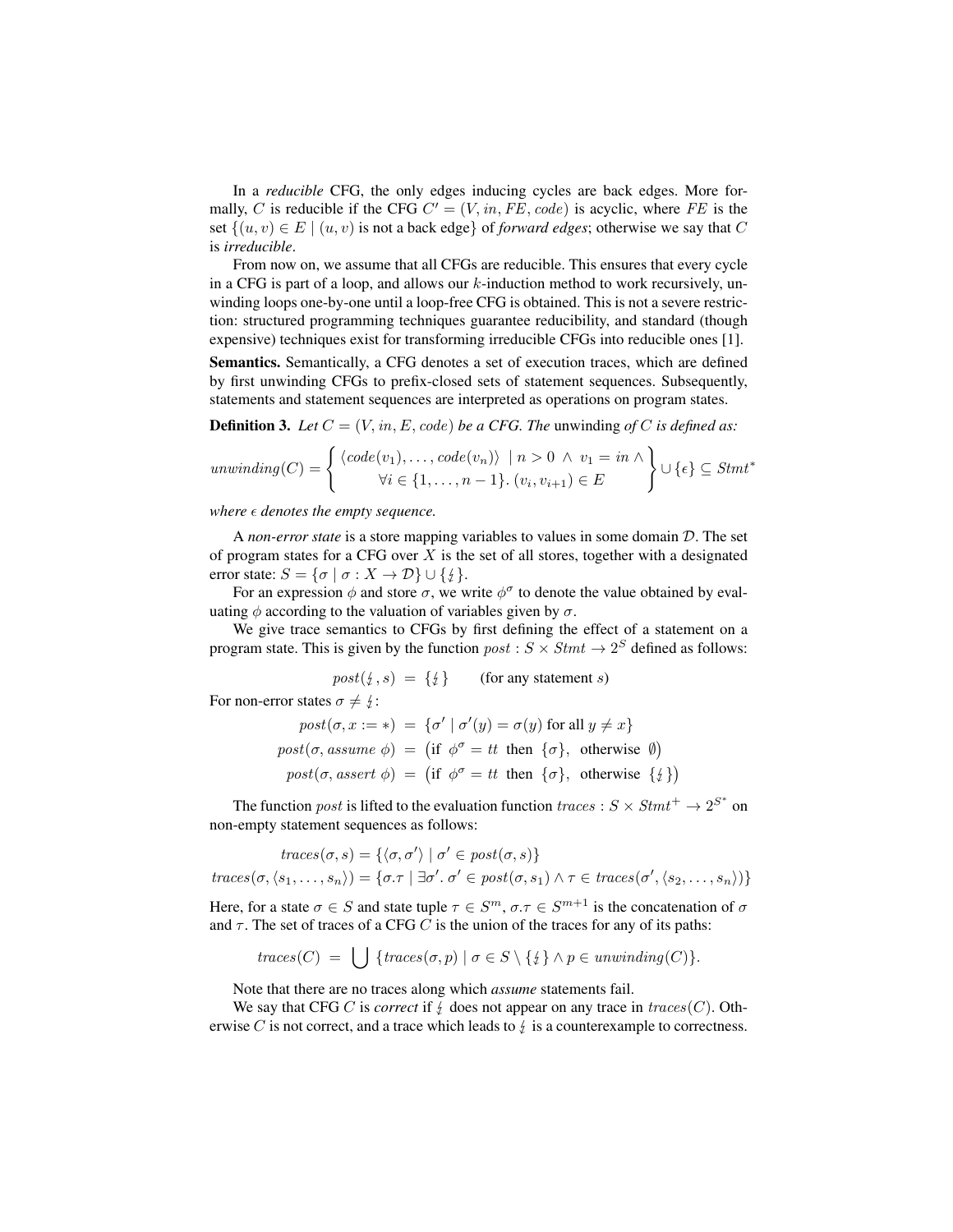In a *reducible* CFG, the only edges inducing cycles are back edges. More formally, $C$ is reducible if the CFG $C' = (V, in, FE, code)$ is acyclic, where $FE$ is the set $\{(u, v) \in E \mid (u, v) \text{ is not a back edge}\}$ of *forward edges*; otherwise we say that $C$ is *irreducible*.

From now on, we assume that all CFGs are reducible. This ensures that every cycle in a CFG is part of a loop, and allows our $k$-induction method to work recursively, unwinding loops one-by-one until a loop-free CFG is obtained. This is not a severe restriction: structured programming techniques guarantee reducibility, and standard (though expensive) techniques exist for transforming irreducible CFGs into reducible ones [1].

**Semantics.** Semantically, a CFG denotes a set of execution traces, which are defined by first unwinding CFGs to prefix-closed sets of statement sequences. Subsequently, statements and statement sequences are interpreted as operations on program states.

**Definition 3.** *Let $C = (V, in, E, code)$ be a CFG. The* unwinding *of $C$ is defined as:*

$$unwinding(C) = \left\{ \begin{array}{c} \langle code(v_1), \ldots, code(v_n) \rangle \ \mid n > 0 \ \wedge \ v_1 = in \ \wedge \\ \forall i \in \{1, \ldots, n-1\}.\, (v_i, v_{i+1}) \in E \end{array} \right\} \cup \{\epsilon\} \subseteq Stmt^*$$

*where $\epsilon$ denotes the empty sequence.*

A *non-error state* is a store mapping variables to values in some domain $\mathcal{D}$. The set of program states for a CFG over $X$ is the set of all stores, together with a designated error state: $S = \{\sigma \mid \sigma : X \to \mathcal{D}\} \cup \{\lightning\}$.

For an expression $\phi$ and store $\sigma$, we write $\phi^\sigma$ to denote the value obtained by evaluating $\phi$ according to the valuation of variables given by $\sigma$.

We give trace semantics to CFGs by first defining the effect of a statement on a program state. This is given by the function $post : S \times Stmt \to 2^S$ defined as follows:

$$post(\lightning, s) \ = \ \{\lightning\} \qquad \text{(for any statement } s\text{)}$$

For non-error states $\sigma \neq \lightning$:

$$\begin{aligned} post(\sigma, x := *) \ &= \ \{\sigma' \mid \sigma'(y) = \sigma(y) \text{ for all } y \neq x\} \\ post(\sigma, assume\ \phi) \ &= \ \big(\text{if } \ \phi^\sigma = tt \ \text{ then } \ \{\sigma\}, \ \text{ otherwise } \ \emptyset\big) \\ post(\sigma, assert\ \phi) \ &= \ \big(\text{if } \ \phi^\sigma = tt \ \text{ then } \ \{\sigma\}, \ \text{ otherwise } \ \{\lightning\}\big) \end{aligned}$$

The function $post$ is lifted to the evaluation function $traces : S \times Stmt^+ \to 2^{S^*}$ on non-empty statement sequences as follows:

$$\begin{aligned} traces(\sigma, s) &= \{\langle \sigma, \sigma' \rangle \mid \sigma' \in post(\sigma, s)\} \\ traces(\sigma, \langle s_1, \ldots, s_n \rangle) &= \{\sigma.\tau \mid \exists \sigma'.\ \sigma' \in post(\sigma, s_1) \wedge \tau \in traces(\sigma', \langle s_2, \ldots, s_n \rangle)\} \end{aligned}$$

Here, for a state $\sigma \in S$ and state tuple $\tau \in S^m$, $\sigma.\tau \in S^{m+1}$ is the concatenation of $\sigma$ and $\tau$. The set of traces of a CFG $C$ is the union of the traces for any of its paths:

$$traces(C) \ = \ \bigcup \ \{traces(\sigma, p) \mid \sigma \in S \setminus \{\lightning\} \wedge p \in unwinding(C)\}.$$

Note that there are no traces along which *assume* statements fail.

We say that CFG $C$ is *correct* if $\lightning$ does not appear on any trace in $traces(C)$. Otherwise $C$ is not correct, and a trace which leads to $\lightning$ is a counterexample to correctness.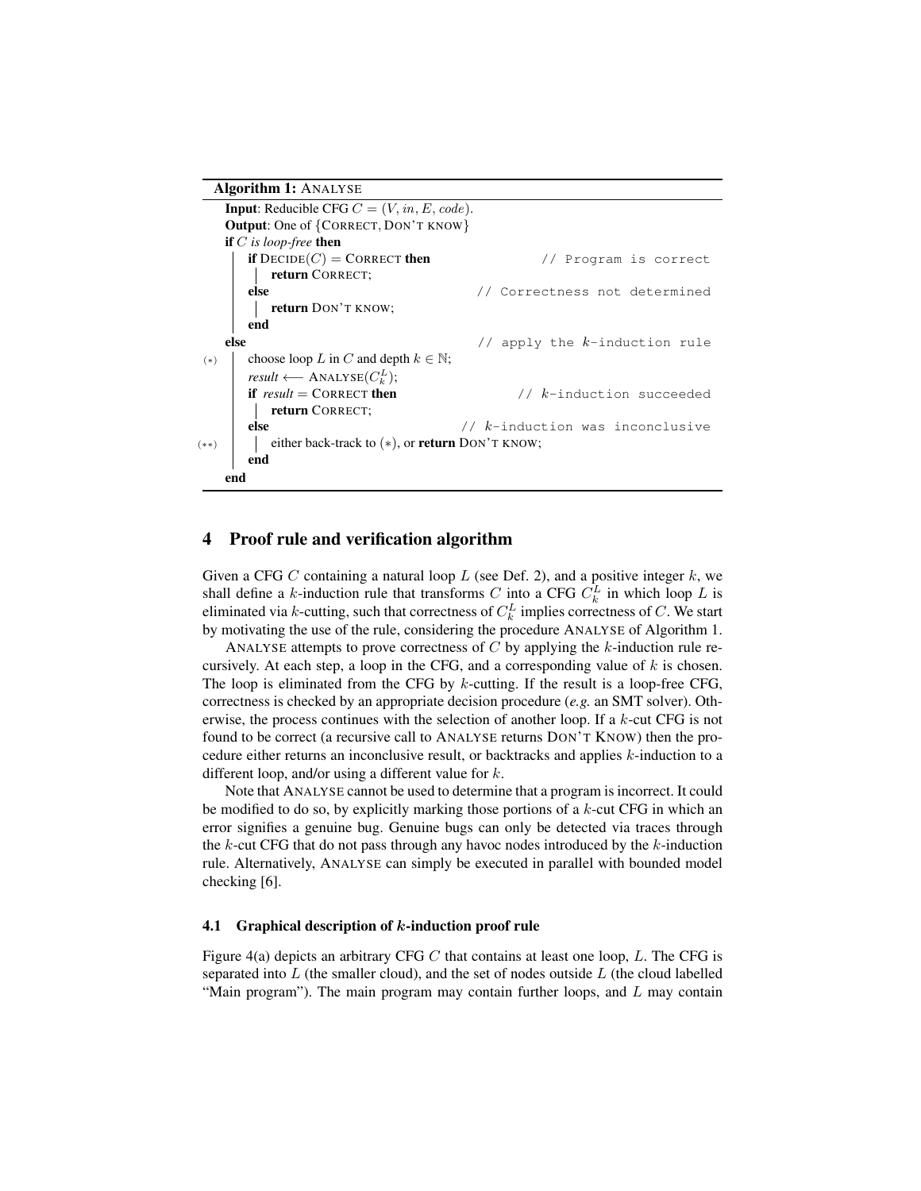**Algorithm 1:** ANALYSE

```
Input: Reducible CFG C = (V, in, E, code).
Output: One of {CORRECT, DON'T KNOW}
if C is loop-free then
    if DECIDE(C) = CORRECT then                  // Program is correct
        return CORRECT;
    else                                         // Correctness not determined
        return DON'T KNOW;
    end
else                                             // apply the k-induction rule
(*)   choose loop L in C and depth k ∈ ℕ;
      result ⟵ ANALYSE(C_k^L);
      if result = CORRECT then                   // k-induction succeeded
          return CORRECT;
      else                                       // k-induction was inconclusive
(**)      either back-track to (*), or return DON'T KNOW;
      end
end
```

## 4 Proof rule and verification algorithm

Given a CFG $C$ containing a natural loop $L$ (see Def. 2), and a positive integer $k$, we shall define a $k$-induction rule that transforms $C$ into a CFG $C_k^L$ in which loop $L$ is eliminated via $k$-cutting, such that correctness of $C_k^L$ implies correctness of $C$. We start by motivating the use of the rule, considering the procedure ANALYSE of Algorithm 1.

ANALYSE attempts to prove correctness of $C$ by applying the $k$-induction rule recursively. At each step, a loop in the CFG, and a corresponding value of $k$ is chosen. The loop is eliminated from the CFG by $k$-cutting. If the result is a loop-free CFG, correctness is checked by an appropriate decision procedure (*e.g.* an SMT solver). Otherwise, the process continues with the selection of another loop. If a $k$-cut CFG is not found to be correct (a recursive call to ANALYSE returns DON'T KNOW) then the procedure either returns an inconclusive result, or backtracks and applies $k$-induction to a different loop, and/or using a different value for $k$.

Note that ANALYSE cannot be used to determine that a program is incorrect. It could be modified to do so, by explicitly marking those portions of a $k$-cut CFG in which an error signifies a genuine bug. Genuine bugs can only be detected via traces through the $k$-cut CFG that do not pass through any havoc nodes introduced by the $k$-induction rule. Alternatively, ANALYSE can simply be executed in parallel with bounded model checking [6].

### 4.1 Graphical description of $k$-induction proof rule

Figure 4(a) depicts an arbitrary CFG $C$ that contains at least one loop, $L$. The CFG is separated into $L$ (the smaller cloud), and the set of nodes outside $L$ (the cloud labelled "Main program"). The main program may contain further loops, and $L$ may contain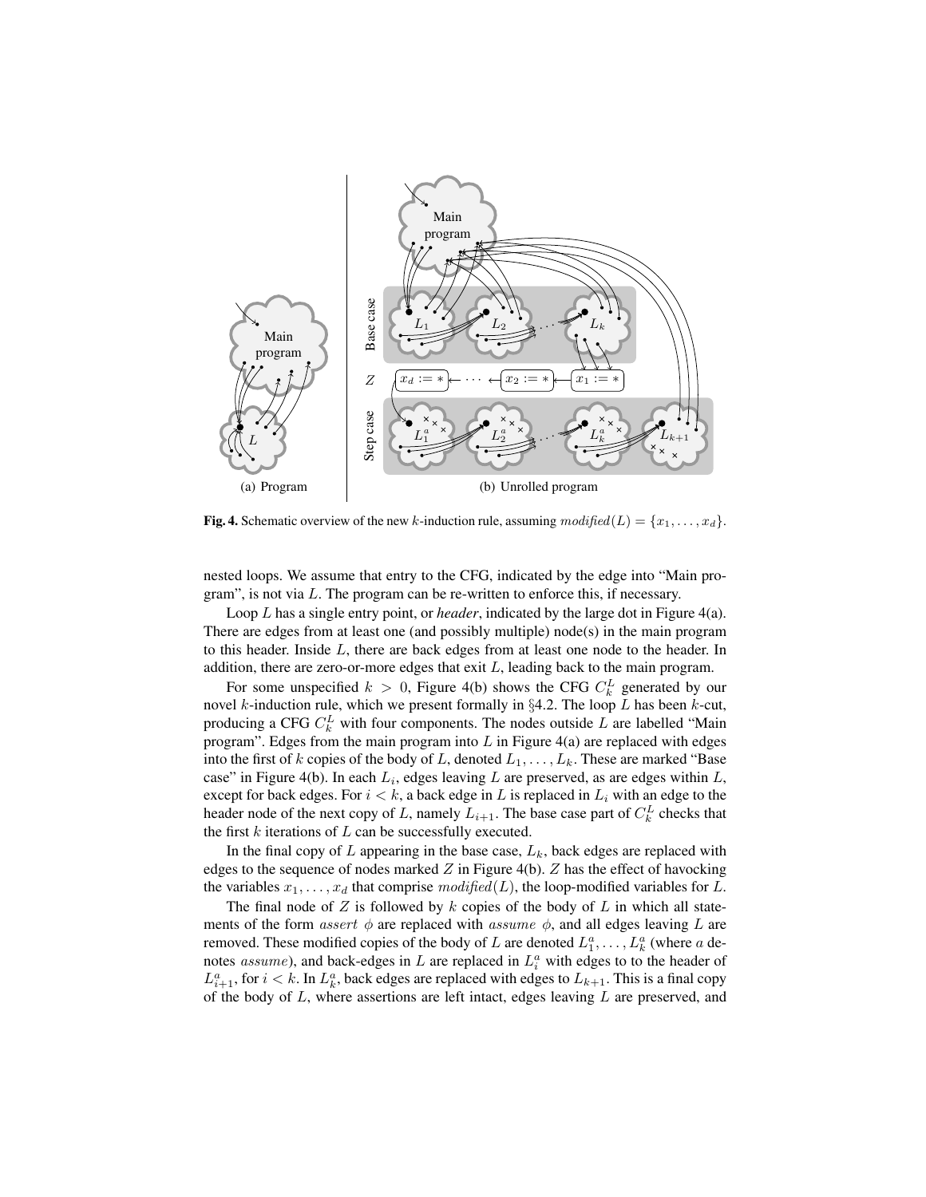**Fig. 4.** Schematic overview of the new $k$-induction rule, assuming $\mathit{modified}(L) = \{x_1, \ldots, x_d\}$.

nested loops. We assume that entry to the CFG, indicated by the edge into "Main program", is not via $L$. The program can be re-written to enforce this, if necessary.

Loop $L$ has a single entry point, or *header*, indicated by the large dot in Figure 4(a). There are edges from at least one (and possibly multiple) node(s) in the main program to this header. Inside $L$, there are back edges from at least one node to the header. In addition, there are zero-or-more edges that exit $L$, leading back to the main program.

For some unspecified $k > 0$, Figure 4(b) shows the CFG $C_k^L$ generated by our novel $k$-induction rule, which we present formally in §4.2. The loop $L$ has been $k$-cut, producing a CFG $C_k^L$ with four components. The nodes outside $L$ are labelled "Main program". Edges from the main program into $L$ in Figure 4(a) are replaced with edges into the first of $k$ copies of the body of $L$, denoted $L_1, \ldots, L_k$. These are marked "Base case" in Figure 4(b). In each $L_i$, edges leaving $L$ are preserved, as are edges within $L$, except for back edges. For $i < k$, a back edge in $L$ is replaced in $L_i$ with an edge to the header node of the next copy of $L$, namely $L_{i+1}$. The base case part of $C_k^L$ checks that the first $k$ iterations of $L$ can be successfully executed.

In the final copy of $L$ appearing in the base case, $L_k$, back edges are replaced with edges to the sequence of nodes marked $Z$ in Figure 4(b). $Z$ has the effect of havocking the variables $x_1, \ldots, x_d$ that comprise $\mathit{modified}(L)$, the loop-modified variables for $L$.

The final node of $Z$ is followed by $k$ copies of the body of $L$ in which all statements of the form $\mathit{assert}\ \phi$ are replaced with $\mathit{assume}\ \phi$, and all edges leaving $L$ are removed. These modified copies of the body of $L$ are denoted $L_1^a, \ldots, L_k^a$ (where $a$ denotes $\mathit{assume}$), and back-edges in $L$ are replaced in $L_i^a$ with edges to to the header of $L_{i+1}^a$, for $i < k$. In $L_k^a$, back edges are replaced with edges to $L_{k+1}$. This is a final copy of the body of $L$, where assertions are left intact, edges leaving $L$ are preserved, and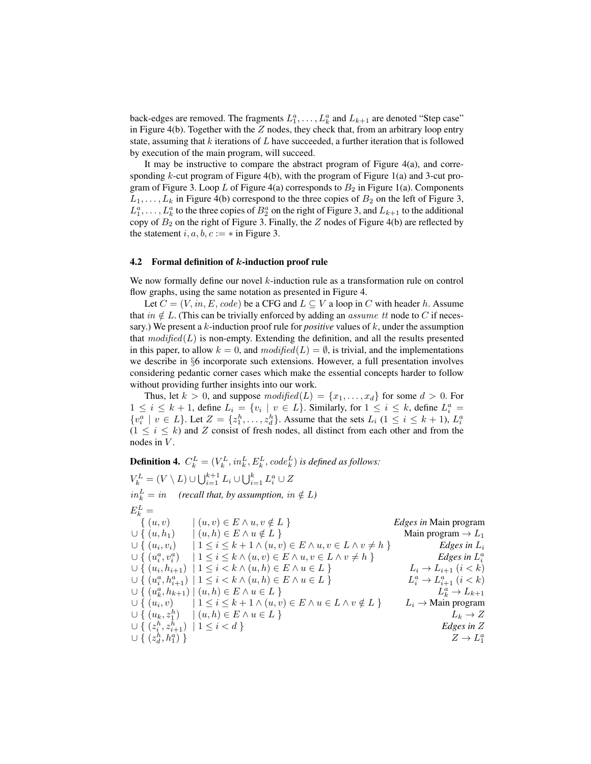back-edges are removed. The fragments $L_1^a, \ldots, L_k^a$ and $L_{k+1}$ are denoted "Step case" in Figure 4(b). Together with the $Z$ nodes, they check that, from an arbitrary loop entry state, assuming that $k$ iterations of $L$ have succeeded, a further iteration that is followed by execution of the main program, will succeed.

It may be instructive to compare the abstract program of Figure 4(a), and corresponding $k$-cut program of Figure 4(b), with the program of Figure 1(a) and 3-cut program of Figure 3. Loop $L$ of Figure 4(a) corresponds to $B_2$ in Figure 1(a). Components $L_1, \ldots, L_k$ in Figure 4(b) correspond to the three copies of $B_2$ on the left of Figure 3, $L_1^a, \ldots, L_k^a$ to the three copies of $B_2^a$ on the right of Figure 3, and $L_{k+1}$ to the additional copy of $B_2$ on the right of Figure 3. Finally, the $Z$ nodes of Figure 4(b) are reflected by the statement $i, a, b, c := *$ in Figure 3.

### 4.2 Formal definition of $k$-induction proof rule

We now formally define our novel $k$-induction rule as a transformation rule on control flow graphs, using the same notation as presented in Figure 4.

Let $C = (V, in, E, code)$ be a CFG and $L \subseteq V$ a loop in $C$ with header $h$. Assume that $in \notin L$. (This can be trivially enforced by adding an $assume\ tt$ node to $C$ if necessary.) We present a $k$-induction proof rule for *positive* values of $k$, under the assumption that $modified(L)$ is non-empty. Extending the definition, and all the results presented in this paper, to allow $k = 0$, and $modified(L) = \emptyset$, is trivial, and the implementations we describe in §6 incorporate such extensions. However, a full presentation involves considering pedantic corner cases which make the essential concepts harder to follow without providing further insights into our work.

Thus, let $k > 0$, and suppose $modified(L) = \{x_1, \ldots, x_d\}$ for some $d > 0$. For $1 \leq i \leq k+1$, define $L_i = \{v_i \mid v \in L\}$. Similarly, for $1 \leq i \leq k$, define $L_i^a = \{v_i^a \mid v \in L\}$. Let $Z = \{z_1^h, \ldots, z_d^h\}$. Assume that the sets $L_i$ ($1 \leq i \leq k+1$), $L_i^a$ ($1 \leq i \leq k$) and $Z$ consist of fresh nodes, all distinct from each other and from the nodes in $V$.

**Definition 4.** *$C_k^L = (V_k^L, in_k^L, E_k^L, code_k^L)$ is defined as follows:*

$V_k^L = (V \setminus L) \cup \bigcup_{i=1}^{k+1} L_i \cup \bigcup_{i=1}^{k} L_i^a \cup Z$

$in_k^L = in$ *(recall that, by assumption, $in \notin L$)*

$$
\begin{array}{lllr}
E_k^L = & & & \\
& \{\ (u, v) & \mid (u, v) \in E \wedge u, v \notin L\ \} & \textit{Edges in}\ \text{Main program} \\
\cup & \{\ (u, h_1) & \mid (u, h) \in E \wedge u \notin L\ \} & \text{Main program} \rightarrow L_1 \\
\cup & \{\ (u_i, v_i) & \mid 1 \leq i \leq k+1 \wedge (u, v) \in E \wedge u, v \in L \wedge v \neq h\ \} & \textit{Edges in}\ L_i \\
\cup & \{\ (u_i^a, v_i^a) & \mid 1 \leq i \leq k \wedge (u, v) \in E \wedge u, v \in L \wedge v \neq h\ \} & \textit{Edges in}\ L_i^a \\
\cup & \{\ (u_i, h_{i+1}) & \mid 1 \leq i < k \wedge (u, h) \in E \wedge u \in L\ \} & L_i \rightarrow L_{i+1}\ (i < k) \\
\cup & \{\ (u_i^a, h_{i+1}^a) & \mid 1 \leq i < k \wedge (u, h) \in E \wedge u \in L\ \} & L_i^a \rightarrow L_{i+1}^a\ (i < k) \\
\cup & \{\ (u_k^a, h_{k+1}) & \mid (u, h) \in E \wedge u \in L\ \} & L_k^a \rightarrow L_{k+1} \\
\cup & \{\ (u_i, v) & \mid 1 \leq i \leq k+1 \wedge (u, v) \in E \wedge u \in L \wedge v \notin L\ \} & L_i \rightarrow \text{Main program} \\
\cup & \{\ (u_k, z_1^h) & \mid (u, h) \in E \wedge u \in L\ \} & L_k \rightarrow Z \\
\cup & \{\ (z_i^h, z_{i+1}^h) & \mid 1 \leq i < d\ \} & \textit{Edges in}\ Z \\
\cup & \{\ (z_d^h, h_1^a)\ \} & & Z \rightarrow L_1^a
\end{array}
$$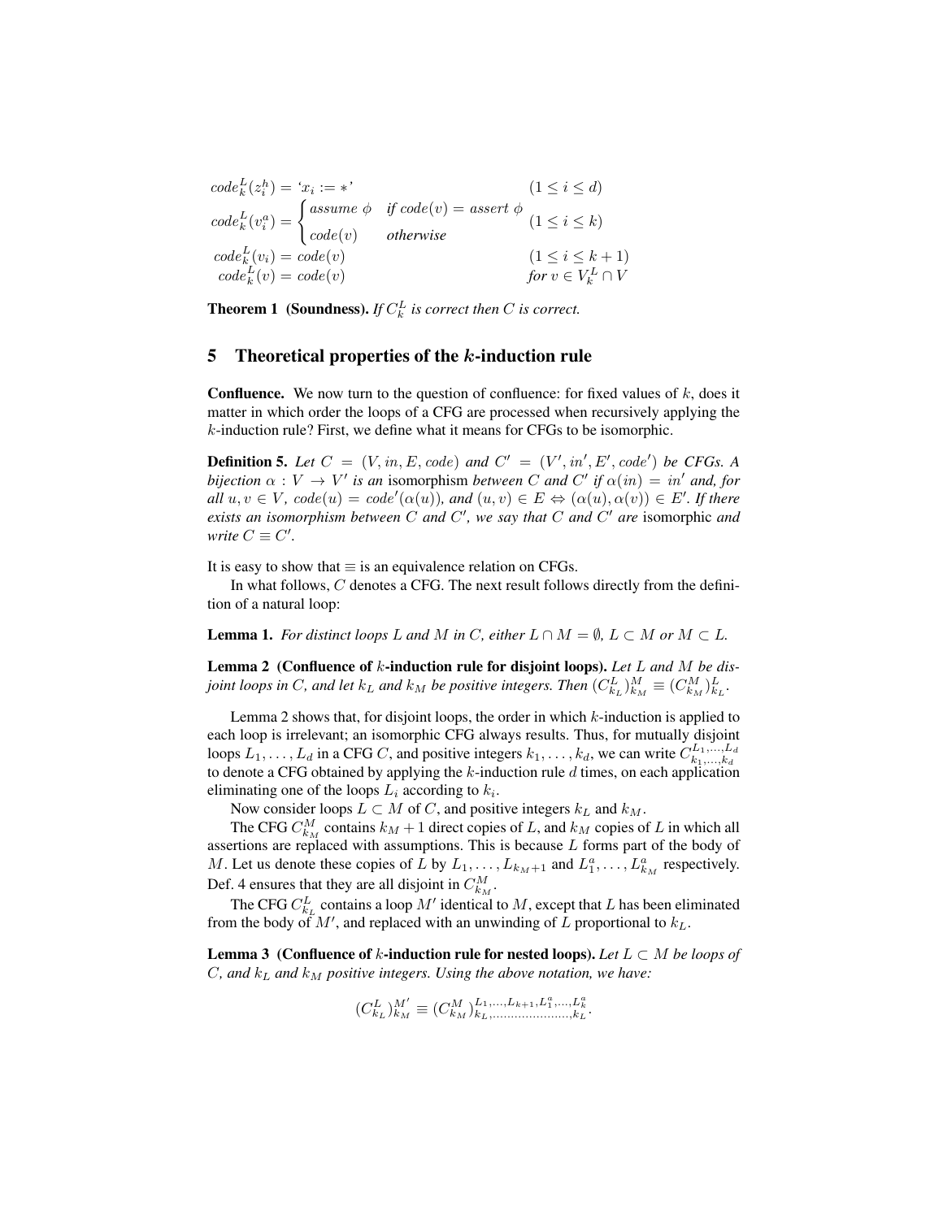$$
\begin{aligned}
code_k^L(z_i^h) &= \text{`}x_i := *\text{'} && (1 \leq i \leq d) \\
code_k^L(v_i^a) &= \begin{cases} assume\ \phi & \text{if } code(v) = assert\ \phi \\ code(v) & \text{otherwise} \end{cases} && (1 \leq i \leq k) \\
code_k^L(v_i) &= code(v) && (1 \leq i \leq k+1) \\
code_k^L(v) &= code(v) && \text{for } v \in V_k^L \cap V
\end{aligned}
$$

**Theorem 1 (Soundness).** *If $C_k^L$ is correct then $C$ is correct.*

## 5 Theoretical properties of the $k$-induction rule

**Confluence.** We now turn to the question of confluence: for fixed values of $k$, does it matter in which order the loops of a CFG are processed when recursively applying the $k$-induction rule? First, we define what it means for CFGs to be isomorphic.

**Definition 5.** *Let $C = (V, in, E, code)$ and $C' = (V', in', E', code')$ be CFGs. A bijection $\alpha : V \to V'$ is an* isomorphism *between $C$ and $C'$ if $\alpha(in) = in'$ and, for all $u, v \in V$, $code(u) = code'(\alpha(u))$, and $(u, v) \in E \Leftrightarrow (\alpha(u), \alpha(v)) \in E'$. If there exists an isomorphism between $C$ and $C'$, we say that $C$ and $C'$ are* isomorphic *and write $C \equiv C'$.*

It is easy to show that $\equiv$ is an equivalence relation on CFGs.

In what follows, $C$ denotes a CFG. The next result follows directly from the definition of a natural loop:

**Lemma 1.** *For distinct loops $L$ and $M$ in $C$, either $L \cap M = \emptyset$, $L \subset M$ or $M \subset L$.*

**Lemma 2 (Confluence of $k$-induction rule for disjoint loops).** *Let $L$ and $M$ be disjoint loops in $C$, and let $k_L$ and $k_M$ be positive integers. Then $(C_{k_L}^L)_{k_M}^M \equiv (C_{k_M}^M)_{k_L}^L$.*

Lemma 2 shows that, for disjoint loops, the order in which $k$-induction is applied to each loop is irrelevant; an isomorphic CFG always results. Thus, for mutually disjoint loops $L_1, \ldots, L_d$ in a CFG $C$, and positive integers $k_1, \ldots, k_d$, we can write $C_{k_1,\ldots,k_d}^{L_1,\ldots,L_d}$ to denote a CFG obtained by applying the $k$-induction rule $d$ times, on each application eliminating one of the loops $L_i$ according to $k_i$.

Now consider loops $L \subset M$ of $C$, and positive integers $k_L$ and $k_M$.

The CFG $C_{k_M}^M$ contains $k_M + 1$ direct copies of $L$, and $k_M$ copies of $L$ in which all assertions are replaced with assumptions. This is because $L$ forms part of the body of $M$. Let us denote these copies of $L$ by $L_1, \ldots, L_{k_M+1}$ and $L_1^a, \ldots, L_{k_M}^a$ respectively. Def. 4 ensures that they are all disjoint in $C_{k_M}^M$.

The CFG $C_{k_L}^L$ contains a loop $M'$ identical to $M$, except that $L$ has been eliminated from the body of $M'$, and replaced with an unwinding of $L$ proportional to $k_L$.

**Lemma 3 (Confluence of $k$-induction rule for nested loops).** *Let $L \subset M$ be loops of $C$, and $k_L$ and $k_M$ positive integers. Using the above notation, we have:*

$$
(C_{k_L}^L)_{k_M}^{M'} \equiv (C_{k_M}^M)_{k_L,\ldots\ldots\ldots\ldots,k_L}^{L_1,\ldots,L_{k+1},L_1^a,\ldots,L_k^a}.
$$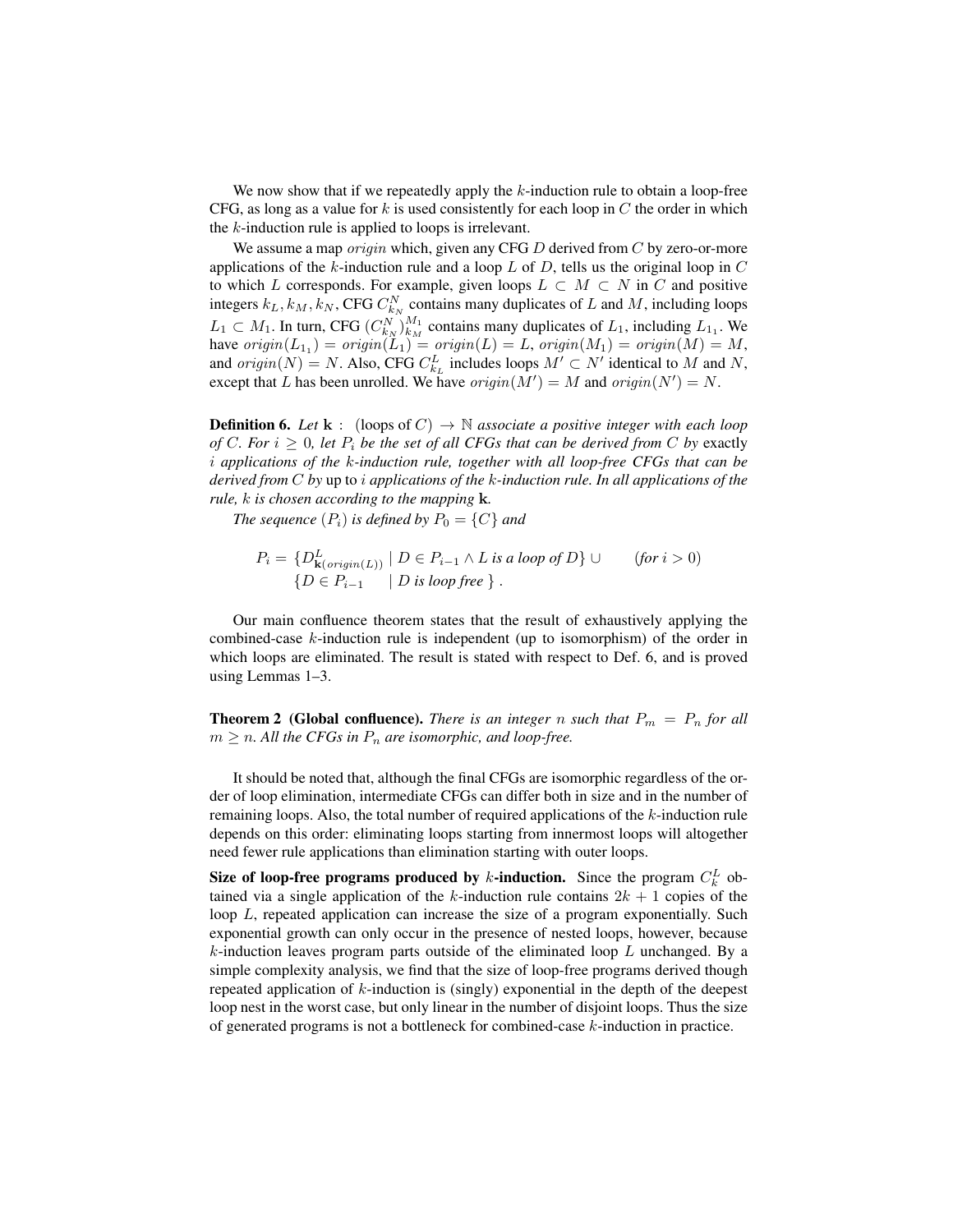We now show that if we repeatedly apply the $k$-induction rule to obtain a loop-free CFG, as long as a value for $k$ is used consistently for each loop in $C$ the order in which the $k$-induction rule is applied to loops is irrelevant.

We assume a map $origin$ which, given any CFG $D$ derived from $C$ by zero-or-more applications of the $k$-induction rule and a loop $L$ of $D$, tells us the original loop in $C$ to which $L$ corresponds. For example, given loops $L \subset M \subset N$ in $C$ and positive integers $k_L, k_M, k_N$, CFG $C^N_{k_N}$ contains many duplicates of $L$ and $M$, including loops $L_1 \subset M_1$. In turn, CFG $(C^N_{k_N})^{M_1}_{k_M}$ contains many duplicates of $L_1$, including $L_{1_1}$. We have $origin(L_{1_1}) = origin(L_1) = origin(L) = L$, $origin(M_1) = origin(M) = M$, and $origin(N) = N$. Also, CFG $C^L_{k_L}$ includes loops $M' \subset N'$ identical to $M$ and $N$, except that $L$ has been unrolled. We have $origin(M') = M$ and $origin(N') = N$.

**Definition 6.** *Let* $\mathbf{k}$ : (loops of $C$) $\to \mathbb{N}$ *associate a positive integer with each loop of* $C$*. For* $i \geq 0$*, let* $P_i$ *be the set of all CFGs that can be derived from* $C$ *by* exactly $i$ *applications of the* $k$*-induction rule, together with all loop-free CFGs that can be derived from* $C$ *by* up to $i$ *applications of the* $k$*-induction rule. In all applications of the rule,* $k$ *is chosen according to the mapping* $\mathbf{k}$*.*

*The sequence* $(P_i)$ *is defined by* $P_0 = \{C\}$ *and*

$$
\begin{aligned}
P_i = \; & \{D^L_{\mathbf{k}(origin(L))} \mid D \in P_{i-1} \wedge L \text{ is a loop of } D\} \;\cup \qquad (\text{for } i > 0) \\
& \{D \in P_{i-1} \quad \mid D \text{ is loop free }\} \,.
\end{aligned}
$$

Our main confluence theorem states that the result of exhaustively applying the combined-case $k$-induction rule is independent (up to isomorphism) of the order in which loops are eliminated. The result is stated with respect to Def. 6, and is proved using Lemmas 1–3.

**Theorem 2 (Global confluence).** *There is an integer* $n$ *such that* $P_m = P_n$ *for all* $m \geq n$*. All the CFGs in* $P_n$ *are isomorphic, and loop-free.*

It should be noted that, although the final CFGs are isomorphic regardless of the order of loop elimination, intermediate CFGs can differ both in size and in the number of remaining loops. Also, the total number of required applications of the $k$-induction rule depends on this order: eliminating loops starting from innermost loops will altogether need fewer rule applications than elimination starting with outer loops.

**Size of loop-free programs produced by $k$-induction.** Since the program $C^L_k$ obtained via a single application of the $k$-induction rule contains $2k + 1$ copies of the loop $L$, repeated application can increase the size of a program exponentially. Such exponential growth can only occur in the presence of nested loops, however, because $k$-induction leaves program parts outside of the eliminated loop $L$ unchanged. By a simple complexity analysis, we find that the size of loop-free programs derived though repeated application of $k$-induction is (singly) exponential in the depth of the deepest loop nest in the worst case, but only linear in the number of disjoint loops. Thus the size of generated programs is not a bottleneck for combined-case $k$-induction in practice.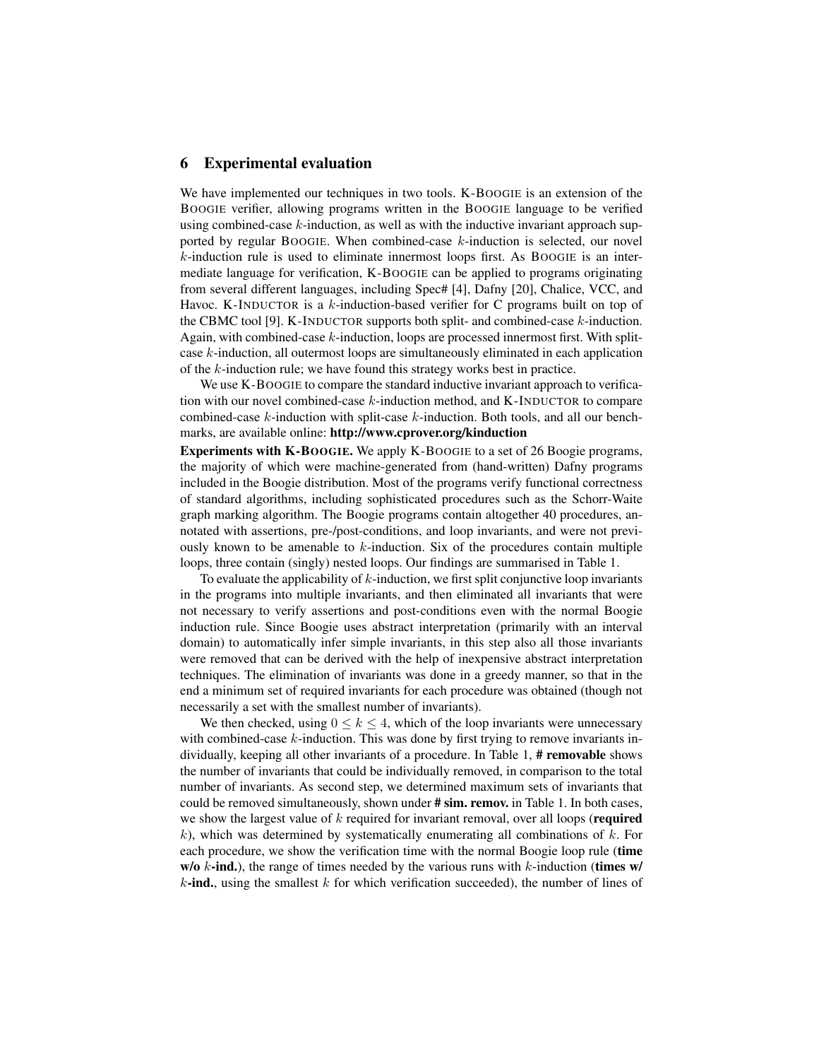## 6 Experimental evaluation

We have implemented our techniques in two tools. K-BOOGIE is an extension of the BOOGIE verifier, allowing programs written in the BOOGIE language to be verified using combined-case $k$-induction, as well as with the inductive invariant approach supported by regular BOOGIE. When combined-case $k$-induction is selected, our novel $k$-induction rule is used to eliminate innermost loops first. As BOOGIE is an intermediate language for verification, K-BOOGIE can be applied to programs originating from several different languages, including Spec# [4], Dafny [20], Chalice, VCC, and Havoc. K-INDUCTOR is a $k$-induction-based verifier for C programs built on top of the CBMC tool [9]. K-INDUCTOR supports both split- and combined-case $k$-induction. Again, with combined-case $k$-induction, loops are processed innermost first. With split-case $k$-induction, all outermost loops are simultaneously eliminated in each application of the $k$-induction rule; we have found this strategy works best in practice.

We use K-BOOGIE to compare the standard inductive invariant approach to verification with our novel combined-case $k$-induction method, and K-INDUCTOR to compare combined-case $k$-induction with split-case $k$-induction. Both tools, and all our benchmarks, are available online: **http://www.cprover.org/kinduction**

**Experiments with K-BOOGIE.** We apply K-BOOGIE to a set of 26 Boogie programs, the majority of which were machine-generated from (hand-written) Dafny programs included in the Boogie distribution. Most of the programs verify functional correctness of standard algorithms, including sophisticated procedures such as the Schorr-Waite graph marking algorithm. The Boogie programs contain altogether 40 procedures, annotated with assertions, pre-/post-conditions, and loop invariants, and were not previously known to be amenable to $k$-induction. Six of the procedures contain multiple loops, three contain (singly) nested loops. Our findings are summarised in Table 1.

To evaluate the applicability of $k$-induction, we first split conjunctive loop invariants in the programs into multiple invariants, and then eliminated all invariants that were not necessary to verify assertions and post-conditions even with the normal Boogie induction rule. Since Boogie uses abstract interpretation (primarily with an interval domain) to automatically infer simple invariants, in this step also all those invariants were removed that can be derived with the help of inexpensive abstract interpretation techniques. The elimination of invariants was done in a greedy manner, so that in the end a minimum set of required invariants for each procedure was obtained (though not necessarily a set with the smallest number of invariants).

We then checked, using $0 \leq k \leq 4$, which of the loop invariants were unnecessary with combined-case $k$-induction. This was done by first trying to remove invariants individually, keeping all other invariants of a procedure. In Table 1, **# removable** shows the number of invariants that could be individually removed, in comparison to the total number of invariants. As second step, we determined maximum sets of invariants that could be removed simultaneously, shown under **# sim. remov.** in Table 1. In both cases, we show the largest value of $k$ required for invariant removal, over all loops (**required** $k$), which was determined by systematically enumerating all combinations of $k$. For each procedure, we show the verification time with the normal Boogie loop rule (**time w/o** $k$**-ind.**), the range of times needed by the various runs with $k$-induction (**times w/** $k$**-ind.**, using the smallest $k$ for which verification succeeded), the number of lines of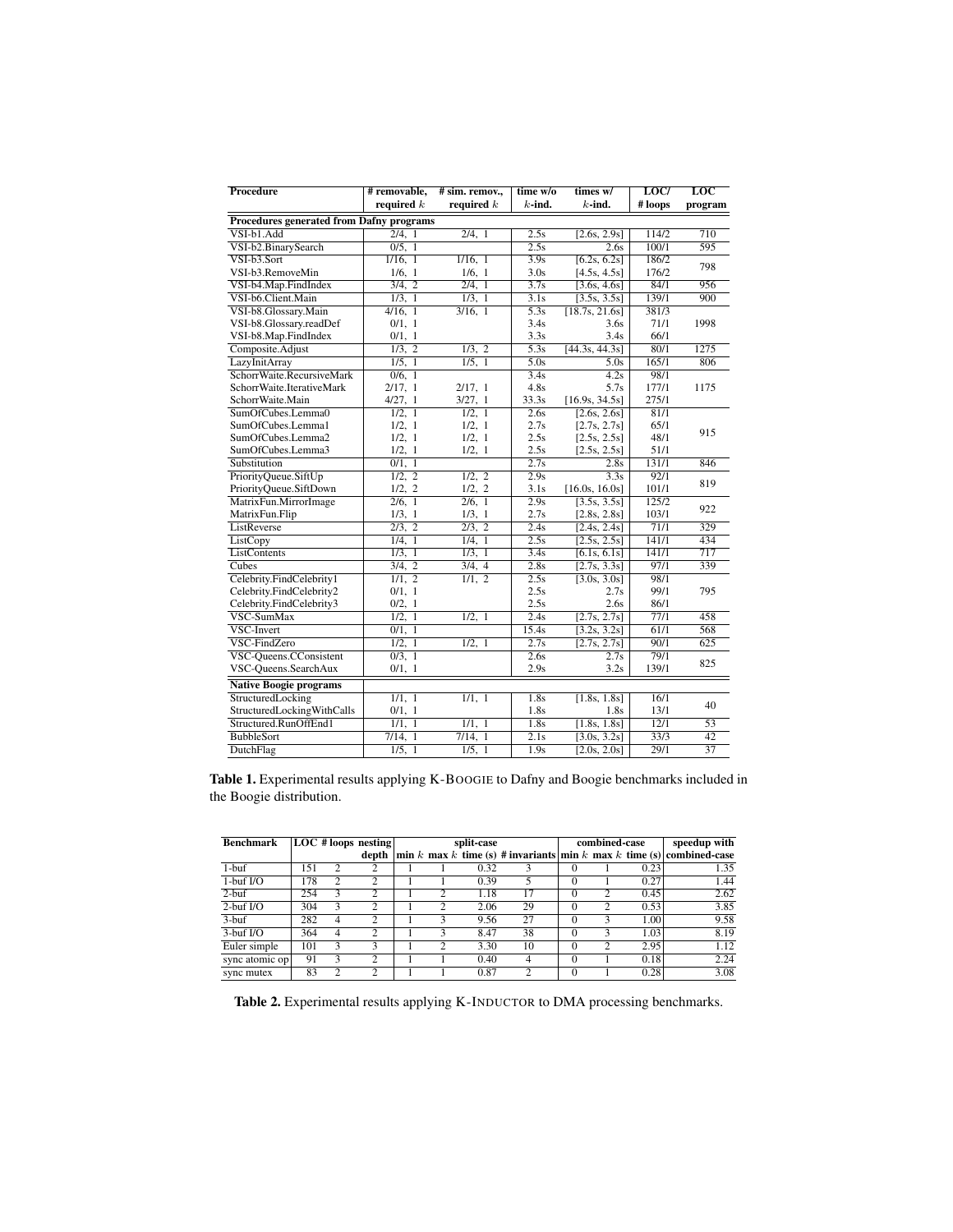| Procedure | # removable, required $k$ | # sim. remov., required $k$ | time w/o $k$-ind. | times w/ $k$-ind. | LOC/ # loops | LOC program |
|---|---|---|---|---|---|---|
| **Procedures generated from Dafny programs** | | | | | | |
| VSI-b1.Add | 2/4, 1 | 2/4, 1 | 2.5s | [2.6s, 2.9s] | 114/2 | 710 |
| VSI-b2.BinarySearch | 0/5, 1 | | 2.5s | 2.6s | 100/1 | 595 |
| VSI-b3.Sort | 1/16, 1 | 1/16, 1 | 3.9s | [6.2s, 6.2s] | 186/2 | 798 |
| VSI-b3.RemoveMin | 1/6, 1 | 1/6, 1 | 3.0s | [4.5s, 4.5s] | 176/2 | |
| VSI-b4.Map.FindIndex | 3/4, 2 | 2/4, 1 | 3.7s | [3.6s, 4.6s] | 84/1 | 956 |
| VSI-b6.Client.Main | 1/3, 1 | 1/3, 1 | 3.1s | [3.5s, 3.5s] | 139/1 | 900 |
| VSI-b8.Glossary.Main | 4/16, 1 | 3/16, 1 | 5.3s | [18.7s, 21.6s] | 381/3 | 1998 |
| VSI-b8.Glossary.readDef | 0/1, 1 | | 3.4s | 3.6s | 71/1 | |
| VSI-b8.Map.FindIndex | 0/1, 1 | | 3.3s | 3.4s | 66/1 | |
| Composite.Adjust | 1/3, 2 | 1/3, 2 | 5.3s | [44.3s, 44.3s] | 80/1 | 1275 |
| LazyInitArray | 1/5, 1 | 1/5, 1 | 5.0s | 5.0s | 165/1 | 806 |
| SchorrWaite.RecursiveMark | 0/6, 1 | | 3.4s | 4.2s | 98/1 | 1175 |
| SchorrWaite.IterativeMark | 2/17, 1 | 2/17, 1 | 4.8s | 5.7s | 177/1 | |
| SchorrWaite.Main | 4/27, 1 | 3/27, 1 | 33.3s | [16.9s, 34.5s] | 275/1 | |
| SumOfCubes.Lemma0 | 1/2, 1 | 1/2, 1 | 2.6s | [2.6s, 2.6s] | 81/1 | 915 |
| SumOfCubes.Lemma1 | 1/2, 1 | 1/2, 1 | 2.7s | [2.7s, 2.7s] | 65/1 | |
| SumOfCubes.Lemma2 | 1/2, 1 | 1/2, 1 | 2.5s | [2.5s, 2.5s] | 48/1 | |
| SumOfCubes.Lemma3 | 1/2, 1 | 1/2, 1 | 2.5s | [2.5s, 2.5s] | 51/1 | |
| Substitution | 0/1, 1 | | 2.7s | 2.8s | 131/1 | 846 |
| PriorityQueue.SiftUp | 1/2, 2 | 1/2, 2 | 2.9s | 3.3s | 92/1 | 819 |
| PriorityQueue.SiftDown | 1/2, 2 | 1/2, 2 | 3.1s | [16.0s, 16.0s] | 101/1 | |
| MatrixFun.MirrorImage | 2/6, 1 | 2/6, 1 | 2.9s | [3.5s, 3.5s] | 125/2 | 922 |
| MatrixFun.Flip | 1/3, 1 | 1/3, 1 | 2.7s | [2.8s, 2.8s] | 103/1 | |
| ListReverse | 2/3, 2 | 2/3, 2 | 2.4s | [2.4s, 2.4s] | 71/1 | 329 |
| ListCopy | 1/4, 1 | 1/4, 1 | 2.5s | [2.5s, 2.5s] | 141/1 | 434 |
| ListContents | 1/3, 1 | 1/3, 1 | 3.4s | [6.1s, 6.1s] | 141/1 | 717 |
| Cubes | 3/4, 2 | 3/4, 4 | 2.8s | [2.7s, 3.3s] | 97/1 | 339 |
| Celebrity.FindCelebrity1 | 1/1, 2 | 1/1, 2 | 2.5s | [3.0s, 3.0s] | 98/1 | 795 |
| Celebrity.FindCelebrity2 | 0/1, 1 | | 2.5s | 2.7s | 99/1 | |
| Celebrity.FindCelebrity3 | 0/2, 1 | | 2.5s | 2.6s | 86/1 | |
| VSC-SumMax | 1/2, 1 | 1/2, 1 | 2.4s | [2.7s, 2.7s] | 77/1 | 458 |
| VSC-Invert | 0/1, 1 | | 15.4s | [3.2s, 3.2s] | 61/1 | 568 |
| VSC-FindZero | 1/2, 1 | 1/2, 1 | 2.7s | [2.7s, 2.7s] | 90/1 | 625 |
| VSC-Queens.CConsistent | 0/3, 1 | | 2.6s | 2.7s | 79/1 | 825 |
| VSC-Queens.SearchAux | 0/1, 1 | | 2.9s | 3.2s | 139/1 | |
| **Native Boogie programs** | | | | | | |
| StructuredLocking | 1/1, 1 | 1/1, 1 | 1.8s | [1.8s, 1.8s] | 16/1 | 40 |
| StructuredLockingWithCalls | 0/1, 1 | | 1.8s | 1.8s | 13/1 | |
| Structured.RunOffEnd1 | 1/1, 1 | 1/1, 1 | 1.8s | [1.8s, 1.8s] | 12/1 | 53 |
| BubbleSort | 7/14, 1 | 7/14, 1 | 2.1s | [3.0s, 3.2s] | 33/3 | 42 |
| DutchFlag | 1/5, 1 | 1/5, 1 | 1.9s | [2.0s, 2.0s] | 29/1 | 37 |

**Table 1.** Experimental results applying K-BOOGIE to Dafny and Boogie benchmarks included in the Boogie distribution.

| Benchmark | LOC | # loops | nesting depth | split-case min $k$ | split-case max $k$ | split-case time (s) | split-case # invariants | combined-case min $k$ | combined-case max $k$ | combined-case time (s) | speedup with combined-case |
|---|---|---|---|---|---|---|---|---|---|---|---|
| 1-buf | 151 | 2 | 2 | 1 | 1 | 0.32 | 3 | 0 | 1 | 0.23 | 1.35 |
| 1-buf I/O | 178 | 2 | 2 | 1 | 1 | 0.39 | 5 | 0 | 1 | 0.27 | 1.44 |
| 2-buf | 254 | 3 | 2 | 1 | 2 | 1.18 | 17 | 0 | 2 | 0.45 | 2.62 |
| 2-buf I/O | 304 | 3 | 2 | 1 | 2 | 2.06 | 29 | 0 | 2 | 0.53 | 3.85 |
| 3-buf | 282 | 4 | 2 | 1 | 3 | 9.56 | 27 | 0 | 3 | 1.00 | 9.58 |
| 3-buf I/O | 364 | 4 | 2 | 1 | 3 | 8.47 | 38 | 0 | 3 | 1.03 | 8.19 |
| Euler simple | 101 | 3 | 3 | 1 | 2 | 3.30 | 10 | 0 | 2 | 2.95 | 1.12 |
| sync atomic op | 91 | 3 | 2 | 1 | 1 | 0.40 | 4 | 0 | 1 | 0.18 | 2.24 |
| sync mutex | 83 | 2 | 2 | 1 | 1 | 0.87 | 2 | 0 | 1 | 0.28 | 3.08 |

**Table 2.** Experimental results applying K-INDUCTOR to DMA processing benchmarks.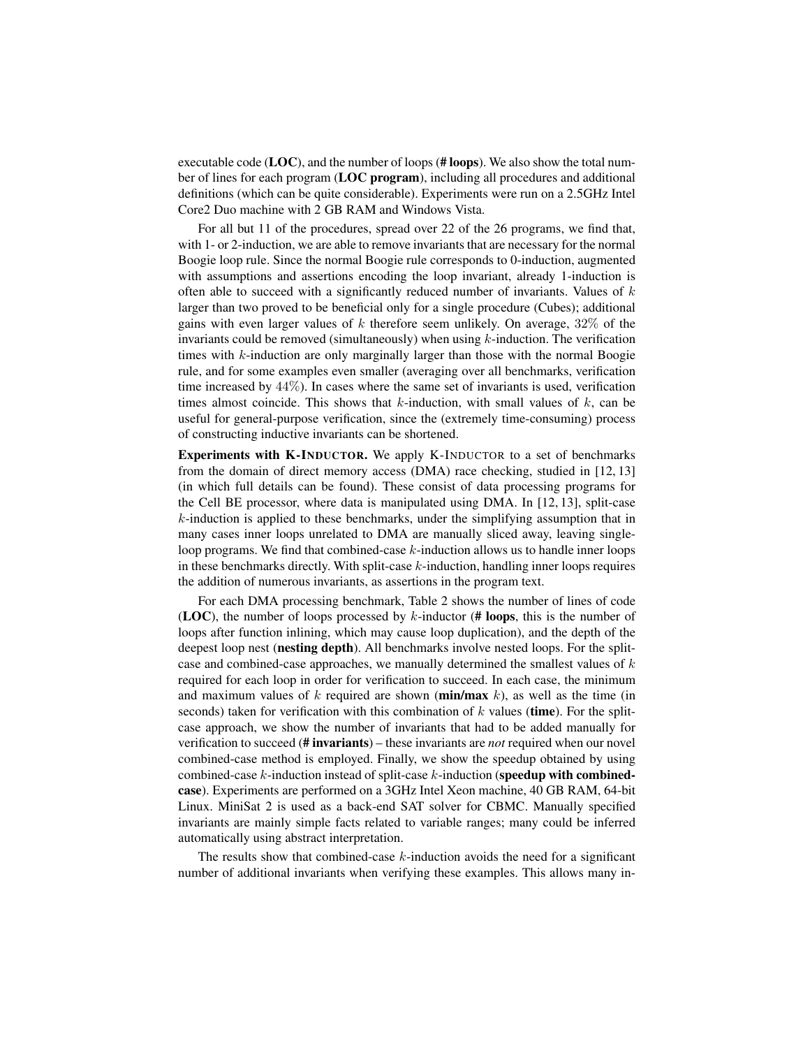executable code (**LOC**), and the number of loops (**# loops**). We also show the total number of lines for each program (**LOC program**), including all procedures and additional definitions (which can be quite considerable). Experiments were run on a 2.5GHz Intel Core2 Duo machine with 2 GB RAM and Windows Vista.

For all but 11 of the procedures, spread over 22 of the 26 programs, we find that, with 1- or 2-induction, we are able to remove invariants that are necessary for the normal Boogie loop rule. Since the normal Boogie rule corresponds to 0-induction, augmented with assumptions and assertions encoding the loop invariant, already 1-induction is often able to succeed with a significantly reduced number of invariants. Values of $k$ larger than two proved to be beneficial only for a single procedure (Cubes); additional gains with even larger values of $k$ therefore seem unlikely. On average, $32\%$ of the invariants could be removed (simultaneously) when using $k$-induction. The verification times with $k$-induction are only marginally larger than those with the normal Boogie rule, and for some examples even smaller (averaging over all benchmarks, verification time increased by $44\%$). In cases where the same set of invariants is used, verification times almost coincide. This shows that $k$-induction, with small values of $k$, can be useful for general-purpose verification, since the (extremely time-consuming) process of constructing inductive invariants can be shortened.

**Experiments with K-INDUCTOR.** We apply K-INDUCTOR to a set of benchmarks from the domain of direct memory access (DMA) race checking, studied in [12, 13] (in which full details can be found). These consist of data processing programs for the Cell BE processor, where data is manipulated using DMA. In [12, 13], split-case $k$-induction is applied to these benchmarks, under the simplifying assumption that in many cases inner loops unrelated to DMA are manually sliced away, leaving single-loop programs. We find that combined-case $k$-induction allows us to handle inner loops in these benchmarks directly. With split-case $k$-induction, handling inner loops requires the addition of numerous invariants, as assertions in the program text.

For each DMA processing benchmark, Table 2 shows the number of lines of code (**LOC**), the number of loops processed by $k$-inductor (**# loops**, this is the number of loops after function inlining, which may cause loop duplication), and the depth of the deepest loop nest (**nesting depth**). All benchmarks involve nested loops. For the split-case and combined-case approaches, we manually determined the smallest values of $k$ required for each loop in order for verification to succeed. In each case, the minimum and maximum values of $k$ required are shown (**min/max** $k$), as well as the time (in seconds) taken for verification with this combination of $k$ values (**time**). For the split-case approach, we show the number of invariants that had to be added manually for verification to succeed (**# invariants**) – these invariants are *not* required when our novel combined-case method is employed. Finally, we show the speedup obtained by using combined-case $k$-induction instead of split-case $k$-induction (**speedup with combined-case**). Experiments are performed on a 3GHz Intel Xeon machine, 40 GB RAM, 64-bit Linux. MiniSat 2 is used as a back-end SAT solver for CBMC. Manually specified invariants are mainly simple facts related to variable ranges; many could be inferred automatically using abstract interpretation.

The results show that combined-case $k$-induction avoids the need for a significant number of additional invariants when verifying these examples. This allows many in-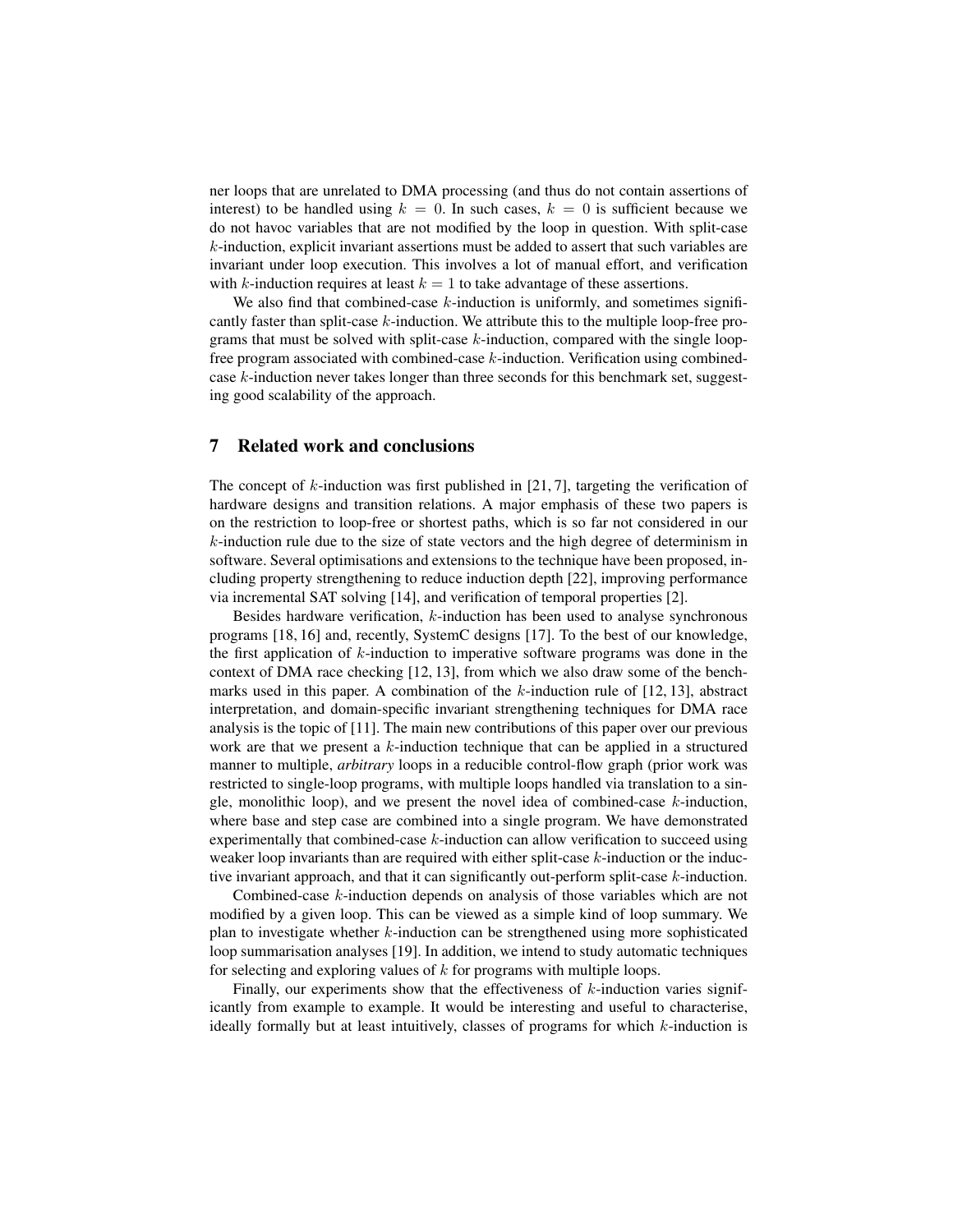ner loops that are unrelated to DMA processing (and thus do not contain assertions of interest) to be handled using $k = 0$. In such cases, $k = 0$ is sufficient because we do not havoc variables that are not modified by the loop in question. With split-case $k$-induction, explicit invariant assertions must be added to assert that such variables are invariant under loop execution. This involves a lot of manual effort, and verification with $k$-induction requires at least $k = 1$ to take advantage of these assertions.

We also find that combined-case $k$-induction is uniformly, and sometimes significantly faster than split-case $k$-induction. We attribute this to the multiple loop-free programs that must be solved with split-case $k$-induction, compared with the single loop-free program associated with combined-case $k$-induction. Verification using combined-case $k$-induction never takes longer than three seconds for this benchmark set, suggesting good scalability of the approach.

## 7 Related work and conclusions

The concept of $k$-induction was first published in [21, 7], targeting the verification of hardware designs and transition relations. A major emphasis of these two papers is on the restriction to loop-free or shortest paths, which is so far not considered in our $k$-induction rule due to the size of state vectors and the high degree of determinism in software. Several optimisations and extensions to the technique have been proposed, including property strengthening to reduce induction depth [22], improving performance via incremental SAT solving [14], and verification of temporal properties [2].

Besides hardware verification, $k$-induction has been used to analyse synchronous programs [18, 16] and, recently, SystemC designs [17]. To the best of our knowledge, the first application of $k$-induction to imperative software programs was done in the context of DMA race checking [12, 13], from which we also draw some of the benchmarks used in this paper. A combination of the $k$-induction rule of [12, 13], abstract interpretation, and domain-specific invariant strengthening techniques for DMA race analysis is the topic of [11]. The main new contributions of this paper over our previous work are that we present a $k$-induction technique that can be applied in a structured manner to multiple, *arbitrary* loops in a reducible control-flow graph (prior work was restricted to single-loop programs, with multiple loops handled via translation to a single, monolithic loop), and we present the novel idea of combined-case $k$-induction, where base and step case are combined into a single program. We have demonstrated experimentally that combined-case $k$-induction can allow verification to succeed using weaker loop invariants than are required with either split-case $k$-induction or the inductive invariant approach, and that it can significantly out-perform split-case $k$-induction.

Combined-case $k$-induction depends on analysis of those variables which are not modified by a given loop. This can be viewed as a simple kind of loop summary. We plan to investigate whether $k$-induction can be strengthened using more sophisticated loop summarisation analyses [19]. In addition, we intend to study automatic techniques for selecting and exploring values of $k$ for programs with multiple loops.

Finally, our experiments show that the effectiveness of $k$-induction varies significantly from example to example. It would be interesting and useful to characterise, ideally formally but at least intuitively, classes of programs for which $k$-induction is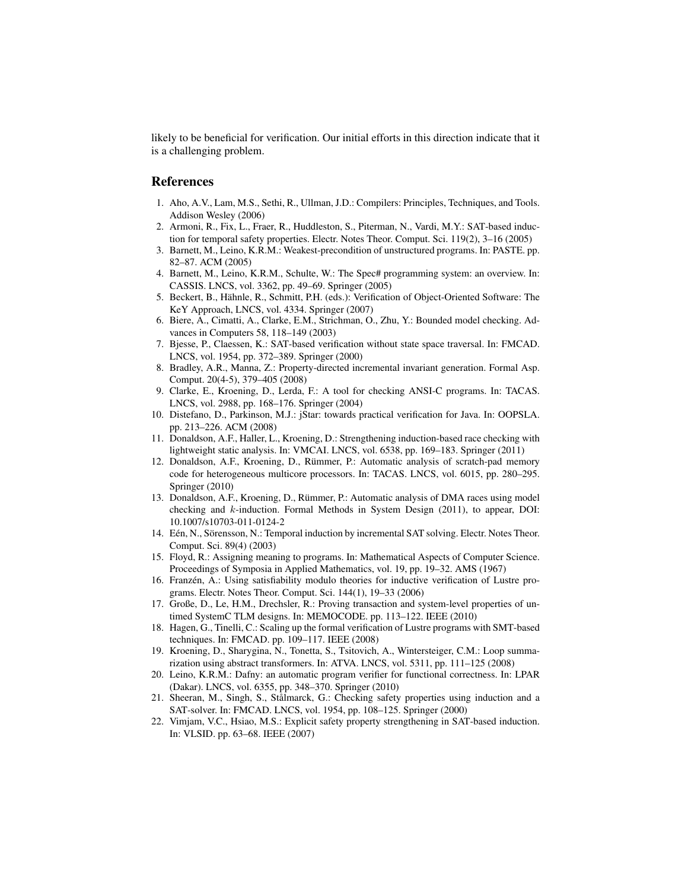likely to be beneficial for verification. Our initial efforts in this direction indicate that it is a challenging problem.

## References

1. Aho, A.V., Lam, M.S., Sethi, R., Ullman, J.D.: Compilers: Principles, Techniques, and Tools. Addison Wesley (2006)
2. Armoni, R., Fix, L., Fraer, R., Huddleston, S., Piterman, N., Vardi, M.Y.: SAT-based induction for temporal safety properties. Electr. Notes Theor. Comput. Sci. 119(2), 3–16 (2005)
3. Barnett, M., Leino, K.R.M.: Weakest-precondition of unstructured programs. In: PASTE. pp. 82–87. ACM (2005)
4. Barnett, M., Leino, K.R.M., Schulte, W.: The Spec# programming system: an overview. In: CASSIS. LNCS, vol. 3362, pp. 49–69. Springer (2005)
5. Beckert, B., Hähnle, R., Schmitt, P.H. (eds.): Verification of Object-Oriented Software: The KeY Approach, LNCS, vol. 4334. Springer (2007)
6. Biere, A., Cimatti, A., Clarke, E.M., Strichman, O., Zhu, Y.: Bounded model checking. Advances in Computers 58, 118–149 (2003)
7. Bjesse, P., Claessen, K.: SAT-based verification without state space traversal. In: FMCAD. LNCS, vol. 1954, pp. 372–389. Springer (2000)
8. Bradley, A.R., Manna, Z.: Property-directed incremental invariant generation. Formal Asp. Comput. 20(4-5), 379–405 (2008)
9. Clarke, E., Kroening, D., Lerda, F.: A tool for checking ANSI-C programs. In: TACAS. LNCS, vol. 2988, pp. 168–176. Springer (2004)
10. Distefano, D., Parkinson, M.J.: jStar: towards practical verification for Java. In: OOPSLA. pp. 213–226. ACM (2008)
11. Donaldson, A.F., Haller, L., Kroening, D.: Strengthening induction-based race checking with lightweight static analysis. In: VMCAI. LNCS, vol. 6538, pp. 169–183. Springer (2011)
12. Donaldson, A.F., Kroening, D., Rümmer, P.: Automatic analysis of scratch-pad memory code for heterogeneous multicore processors. In: TACAS. LNCS, vol. 6015, pp. 280–295. Springer (2010)
13. Donaldson, A.F., Kroening, D., Rümmer, P.: Automatic analysis of DMA races using model checking and $k$-induction. Formal Methods in System Design (2011), to appear, DOI: 10.1007/s10703-011-0124-2
14. Eén, N., Sörensson, N.: Temporal induction by incremental SAT solving. Electr. Notes Theor. Comput. Sci. 89(4) (2003)
15. Floyd, R.: Assigning meaning to programs. In: Mathematical Aspects of Computer Science. Proceedings of Symposia in Applied Mathematics, vol. 19, pp. 19–32. AMS (1967)
16. Franzén, A.: Using satisfiability modulo theories for inductive verification of Lustre programs. Electr. Notes Theor. Comput. Sci. 144(1), 19–33 (2006)
17. Große, D., Le, H.M., Drechsler, R.: Proving transaction and system-level properties of untimed SystemC TLM designs. In: MEMOCODE. pp. 113–122. IEEE (2010)
18. Hagen, G., Tinelli, C.: Scaling up the formal verification of Lustre programs with SMT-based techniques. In: FMCAD. pp. 109–117. IEEE (2008)
19. Kroening, D., Sharygina, N., Tonetta, S., Tsitovich, A., Wintersteiger, C.M.: Loop summarization using abstract transformers. In: ATVA. LNCS, vol. 5311, pp. 111–125 (2008)
20. Leino, K.R.M.: Dafny: an automatic program verifier for functional correctness. In: LPAR (Dakar). LNCS, vol. 6355, pp. 348–370. Springer (2010)
21. Sheeran, M., Singh, S., Stålmarck, G.: Checking safety properties using induction and a SAT-solver. In: FMCAD. LNCS, vol. 1954, pp. 108–125. Springer (2000)
22. Vimjam, V.C., Hsiao, M.S.: Explicit safety property strengthening in SAT-based induction. In: VLSID. pp. 63–68. IEEE (2007)